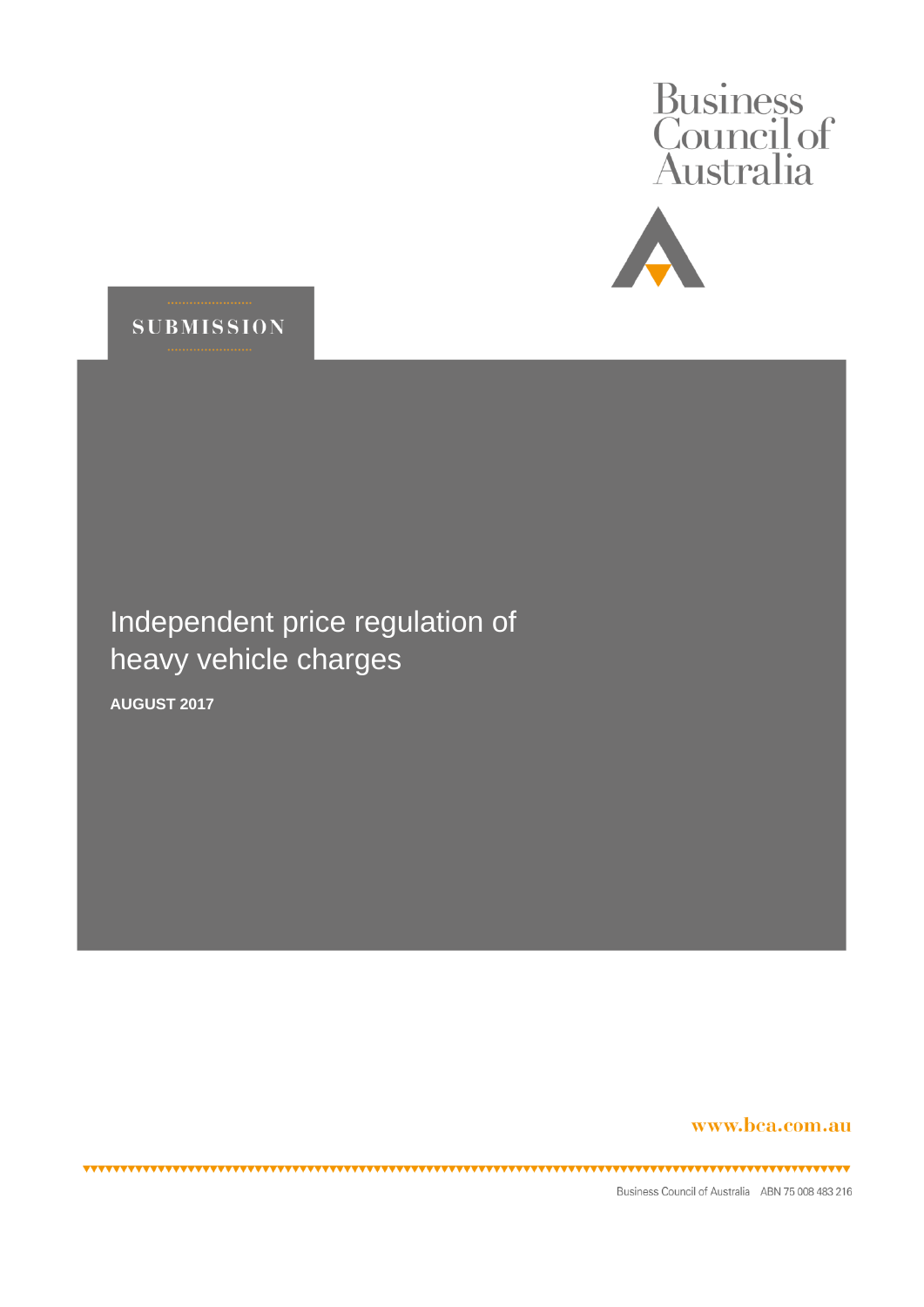Business Council of Australia

SUBMISSION

# Independent price regulation of heavy vehicle charges

**AUGUST 2017**

www.bca.com.au

Business Council of Australia ABN 75 008 483 216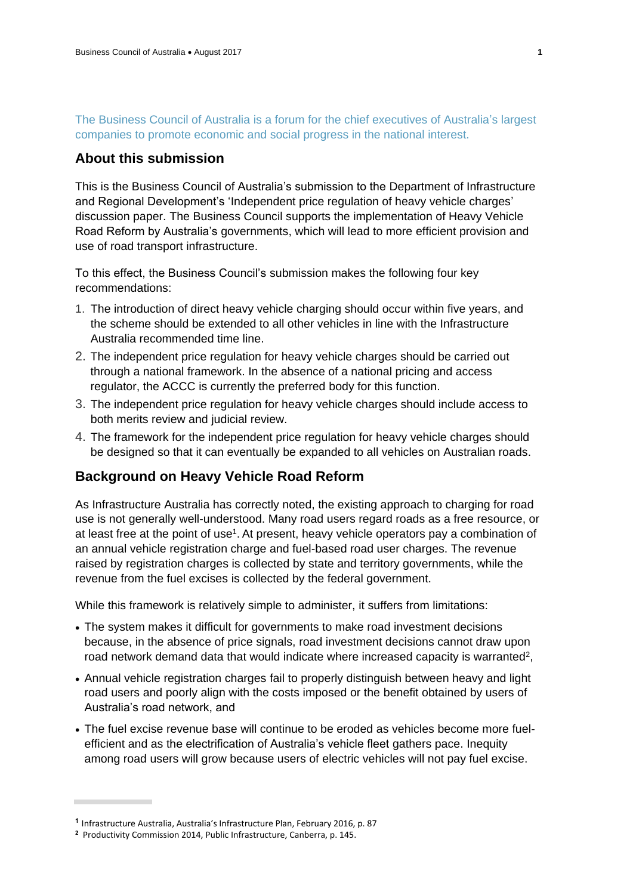The Business Council of Australia is a forum for the chief executives of Australia's largest companies to promote economic and social progress in the national interest.

## About this submission

This is the Business Council of Australia's submission to the Department of Infrastructure and Regional Development's 'Independent price regulation of heavy vehicle charges' discussion paper. The Business Council supports the implementation of Heavy Vehicle Road Reform by Australia's governments, which will lead to more efficient provision and use of road transport infrastructure.

To this effect, the Business Council's submission makes the following four key recommendations:

1. The introduction of direct heavy vehicle charging should occur within five years, and the scheme should be extended to all other vehicles in line with the Infrastructure Australia recommended time line.
2. The independent price regulation for heavy vehicle charges should be carried out through a national framework. In the absence of a national pricing and access regulator, the ACCC is currently the preferred body for this function.
3. The independent price regulation for heavy vehicle charges should include access to both merits review and judicial review.
4. The framework for the independent price regulation for heavy vehicle charges should be designed so that it can eventually be expanded to all vehicles on Australian roads.

## Background on Heavy Vehicle Road Reform

As Infrastructure Australia has correctly noted, the existing approach to charging for road use is not generally well-understood. Many road users regard roads as a free resource, or at least free at the point of use[1]. At present, heavy vehicle operators pay a combination of an annual vehicle registration charge and fuel-based road user charges. The revenue raised by registration charges is collected by state and territory governments, while the revenue from the fuel excises is collected by the federal government.

While this framework is relatively simple to administer, it suffers from limitations:

- The system makes it difficult for governments to make road investment decisions because, in the absence of price signals, road investment decisions cannot draw upon road network demand data that would indicate where increased capacity is warranted[2],
- Annual vehicle registration charges fail to properly distinguish between heavy and light road users and poorly align with the costs imposed or the benefit obtained by users of Australia's road network, and
- The fuel excise revenue base will continue to be eroded as vehicles become more fuel-efficient and as the electrification of Australia's vehicle fleet gathers pace. Inequity among road users will grow because users of electric vehicles will not pay fuel excise.

[1] Infrastructure Australia, Australia's Infrastructure Plan, February 2016, p. 87

[2] Productivity Commission 2014, Public Infrastructure, Canberra, p. 145.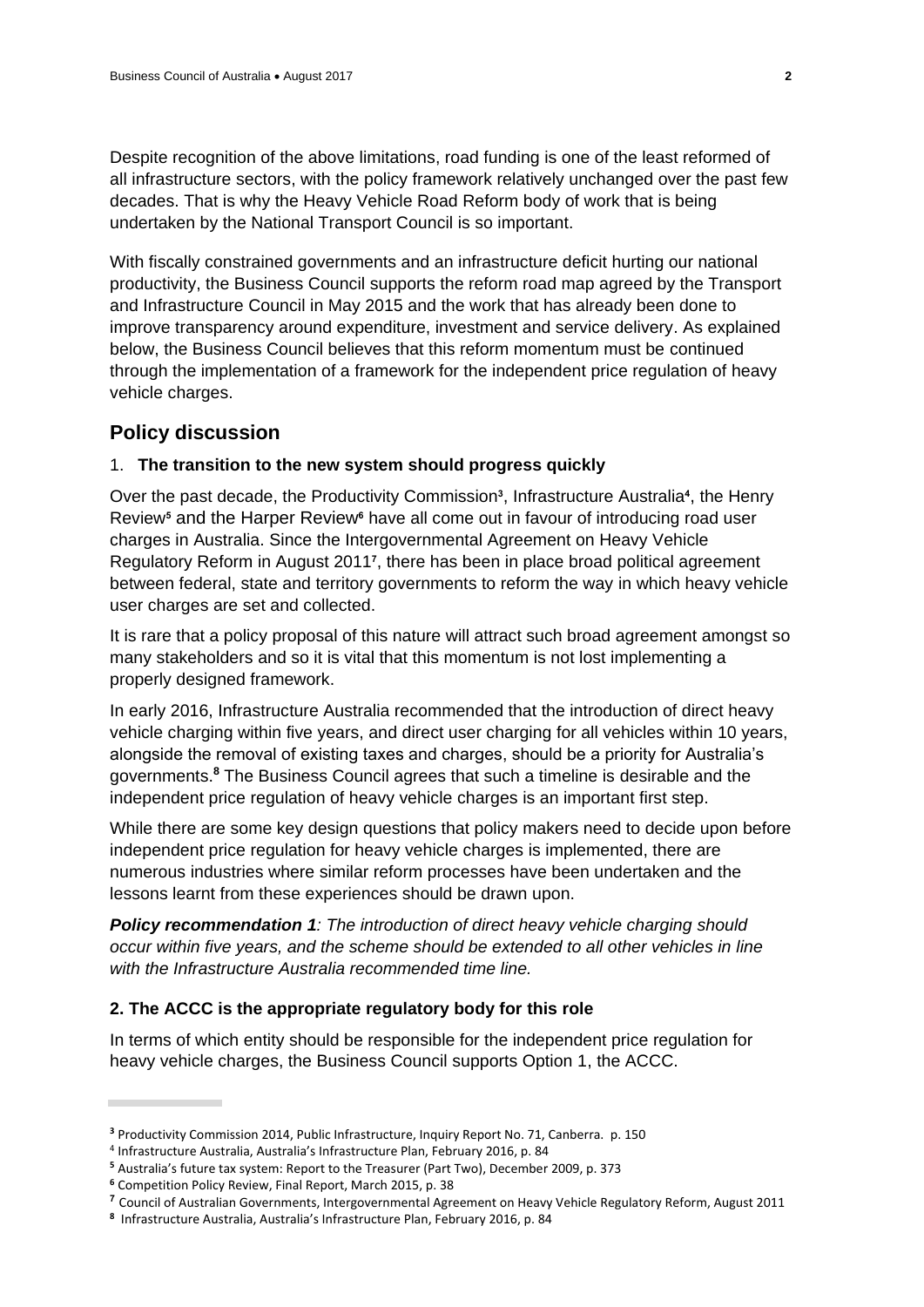Despite recognition of the above limitations, road funding is one of the least reformed of all infrastructure sectors, with the policy framework relatively unchanged over the past few decades. That is why the Heavy Vehicle Road Reform body of work that is being undertaken by the National Transport Council is so important.

With fiscally constrained governments and an infrastructure deficit hurting our national productivity, the Business Council supports the reform road map agreed by the Transport and Infrastructure Council in May 2015 and the work that has already been done to improve transparency around expenditure, investment and service delivery. As explained below, the Business Council believes that this reform momentum must be continued through the implementation of a framework for the independent price regulation of heavy vehicle charges.

## Policy discussion

### 1. The transition to the new system should progress quickly

Over the past decade, the Productivity Commission[3], Infrastructure Australia[4], the Henry Review[5] and the Harper Review[6] have all come out in favour of introducing road user charges in Australia. Since the Intergovernmental Agreement on Heavy Vehicle Regulatory Reform in August 2011[7], there has been in place broad political agreement between federal, state and territory governments to reform the way in which heavy vehicle user charges are set and collected.

It is rare that a policy proposal of this nature will attract such broad agreement amongst so many stakeholders and so it is vital that this momentum is not lost implementing a properly designed framework.

In early 2016, Infrastructure Australia recommended that the introduction of direct heavy vehicle charging within five years, and direct user charging for all vehicles within 10 years, alongside the removal of existing taxes and charges, should be a priority for Australia's governments.[8] The Business Council agrees that such a timeline is desirable and the independent price regulation of heavy vehicle charges is an important first step.

While there are some key design questions that policy makers need to decide upon before independent price regulation for heavy vehicle charges is implemented, there are numerous industries where similar reform processes have been undertaken and the lessons learnt from these experiences should be drawn upon.

***Policy recommendation 1****: The introduction of direct heavy vehicle charging should occur within five years, and the scheme should be extended to all other vehicles in line with the Infrastructure Australia recommended time line.*

### 2. The ACCC is the appropriate regulatory body for this role

In terms of which entity should be responsible for the independent price regulation for heavy vehicle charges, the Business Council supports Option 1, the ACCC.

---

[3] Productivity Commission 2014, Public Infrastructure, Inquiry Report No. 71, Canberra. p. 150

[4] Infrastructure Australia, Australia's Infrastructure Plan, February 2016, p. 84

[5] Australia's future tax system: Report to the Treasurer (Part Two), December 2009, p. 373

[6] Competition Policy Review, Final Report, March 2015, p. 38

[7] Council of Australian Governments, Intergovernmental Agreement on Heavy Vehicle Regulatory Reform, August 2011

[8] Infrastructure Australia, Australia's Infrastructure Plan, February 2016, p. 84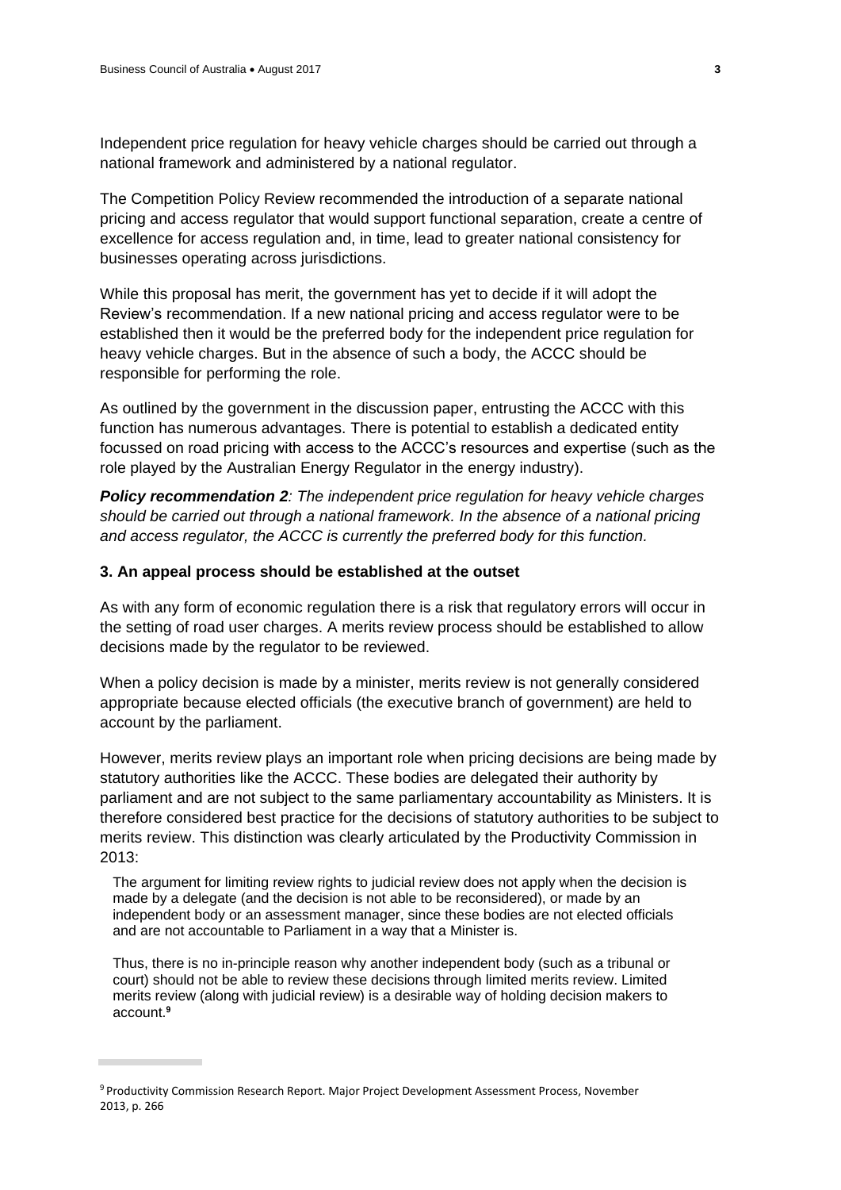Independent price regulation for heavy vehicle charges should be carried out through a national framework and administered by a national regulator.

The Competition Policy Review recommended the introduction of a separate national pricing and access regulator that would support functional separation, create a centre of excellence for access regulation and, in time, lead to greater national consistency for businesses operating across jurisdictions.

While this proposal has merit, the government has yet to decide if it will adopt the Review's recommendation. If a new national pricing and access regulator were to be established then it would be the preferred body for the independent price regulation for heavy vehicle charges. But in the absence of such a body, the ACCC should be responsible for performing the role.

As outlined by the government in the discussion paper, entrusting the ACCC with this function has numerous advantages. There is potential to establish a dedicated entity focussed on road pricing with access to the ACCC's resources and expertise (such as the role played by the Australian Energy Regulator in the energy industry).

***Policy recommendation 2****: The independent price regulation for heavy vehicle charges should be carried out through a national framework. In the absence of a national pricing and access regulator, the ACCC is currently the preferred body for this function.*

### 3. An appeal process should be established at the outset

As with any form of economic regulation there is a risk that regulatory errors will occur in the setting of road user charges. A merits review process should be established to allow decisions made by the regulator to be reviewed.

When a policy decision is made by a minister, merits review is not generally considered appropriate because elected officials (the executive branch of government) are held to account by the parliament.

However, merits review plays an important role when pricing decisions are being made by statutory authorities like the ACCC. These bodies are delegated their authority by parliament and are not subject to the same parliamentary accountability as Ministers. It is therefore considered best practice for the decisions of statutory authorities to be subject to merits review. This distinction was clearly articulated by the Productivity Commission in 2013:

> The argument for limiting review rights to judicial review does not apply when the decision is made by a delegate (and the decision is not able to be reconsidered), or made by an independent body or an assessment manager, since these bodies are not elected officials and are not accountable to Parliament in a way that a Minister is.
>
> Thus, there is no in-principle reason why another independent body (such as a tribunal or court) should not be able to review these decisions through limited merits review. Limited merits review (along with judicial review) is a desirable way of holding decision makers to account.[9]

---

[9] Productivity Commission Research Report. Major Project Development Assessment Process, November 2013, p. 266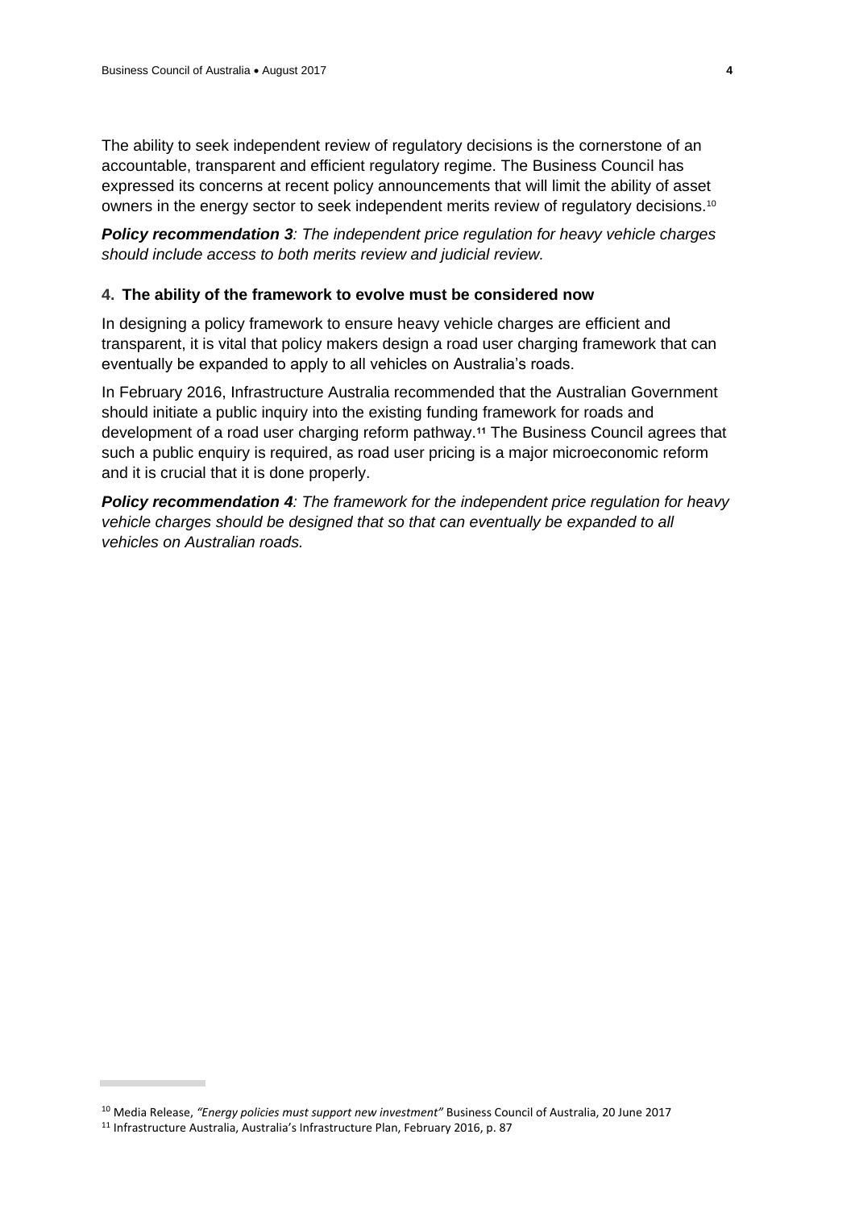The ability to seek independent review of regulatory decisions is the cornerstone of an accountable, transparent and efficient regulatory regime. The Business Council has expressed its concerns at recent policy announcements that will limit the ability of asset owners in the energy sector to seek independent merits review of regulatory decisions.[10]

***Policy recommendation 3****: The independent price regulation for heavy vehicle charges should include access to both merits review and judicial review.*

### 4. The ability of the framework to evolve must be considered now

In designing a policy framework to ensure heavy vehicle charges are efficient and transparent, it is vital that policy makers design a road user charging framework that can eventually be expanded to apply to all vehicles on Australia's roads.

In February 2016, Infrastructure Australia recommended that the Australian Government should initiate a public inquiry into the existing funding framework for roads and development of a road user charging reform pathway.[11] The Business Council agrees that such a public enquiry is required, as road user pricing is a major microeconomic reform and it is crucial that it is done properly.

***Policy recommendation 4****: The framework for the independent price regulation for heavy vehicle charges should be designed that so that can eventually be expanded to all vehicles on Australian roads.*

---

[10] Media Release, *"Energy policies must support new investment"* Business Council of Australia, 20 June 2017

[11] Infrastructure Australia, Australia's Infrastructure Plan, February 2016, p. 87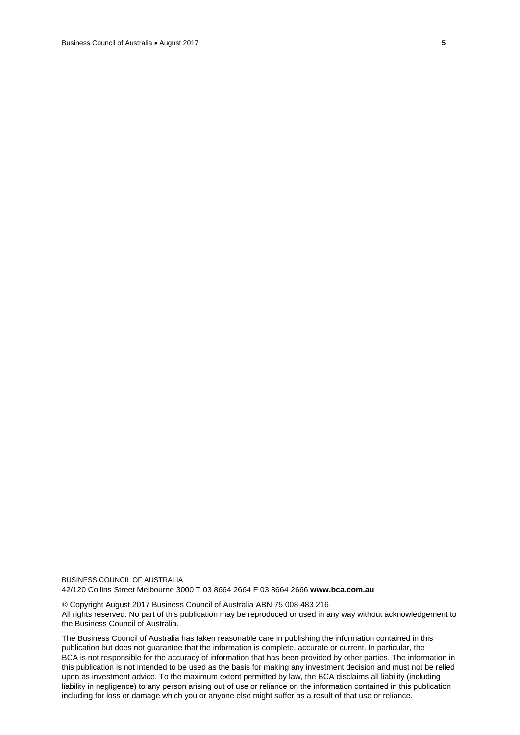BUSINESS COUNCIL OF AUSTRALIA
42/120 Collins Street Melbourne 3000 T 03 8664 2664 F 03 8664 2666 **www.bca.com.au**

© Copyright August 2017 Business Council of Australia ABN 75 008 483 216
All rights reserved. No part of this publication may be reproduced or used in any way without acknowledgement to the Business Council of Australia.

The Business Council of Australia has taken reasonable care in publishing the information contained in this publication but does not guarantee that the information is complete, accurate or current. In particular, the BCA is not responsible for the accuracy of information that has been provided by other parties. The information in this publication is not intended to be used as the basis for making any investment decision and must not be relied upon as investment advice. To the maximum extent permitted by law, the BCA disclaims all liability (including liability in negligence) to any person arising out of use or reliance on the information contained in this publication including for loss or damage which you or anyone else might suffer as a result of that use or reliance.